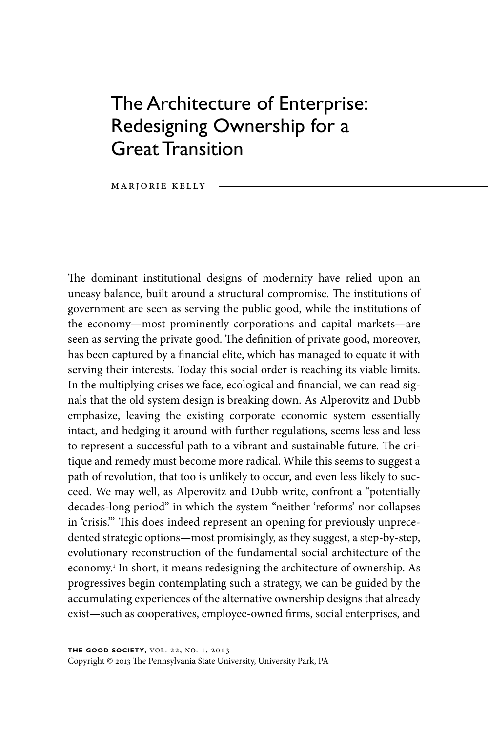# The Architecture of Enterprise: Redesigning Ownership for a Great Transition

MARJORIE KELLY

The dominant institutional designs of modernity have relied upon an uneasy balance, built around a structural compromise. The institutions of government are seen as serving the public good, while the institutions of the economy—most prominently corporations and capital markets—are seen as serving the private good. The definition of private good, moreover, has been captured by a financial elite, which has managed to equate it with serving their interests. Today this social order is reaching its viable limits. In the multiplying crises we face, ecological and financial, we can read signals that the old system design is breaking down. As Alperovitz and Dubb emphasize, leaving the existing corporate economic system essentially intact, and hedging it around with further regulations, seems less and less to represent a successful path to a vibrant and sustainable future. The critique and remedy must become more radical. While this seems to suggest a path of revolution, that too is unlikely to occur, and even less likely to succeed. We may well, as Alperovitz and Dubb write, confront a "potentially decades-long period" in which the system "neither 'reforms' nor collapses in 'crisis.'" This does indeed represent an opening for previously unprecedented strategic options—most promisingly, as they suggest, a step-by-step, evolutionary reconstruction of the fundamental social architecture of the economy.[1] In short, it means redesigning the architecture of ownership. As progressives begin contemplating such a strategy, we can be guided by the accumulating experiences of the alternative ownership designs that already exist—such as cooperatives, employee-owned firms, social enterprises, and

THE GOOD SOCIETY, VOL. 22, NO. 1, 2013
Copyright © 2013 The Pennsylvania State University, University Park, PA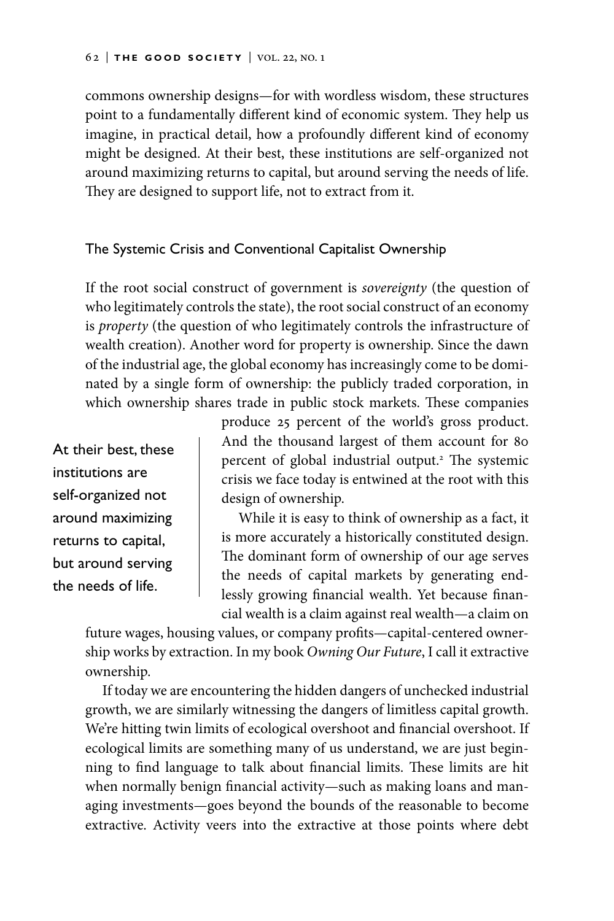commons ownership designs—for with wordless wisdom, these structures point to a fundamentally different kind of economic system. They help us imagine, in practical detail, how a profoundly different kind of economy might be designed. At their best, these institutions are self-organized not around maximizing returns to capital, but around serving the needs of life. They are designed to support life, not to extract from it.

## The Systemic Crisis and Conventional Capitalist Ownership

If the root social construct of government is *sovereignty* (the question of who legitimately controls the state), the root social construct of an economy is *property* (the question of who legitimately controls the infrastructure of wealth creation). Another word for property is ownership. Since the dawn of the industrial age, the global economy has increasingly come to be dominated by a single form of ownership: the publicly traded corporation, in which ownership shares trade in public stock markets. These companies produce 25 percent of the world's gross product. And the thousand largest of them account for 80 percent of global industrial output.[2] The systemic crisis we face today is entwined at the root with this design of ownership.

> At their best, these institutions are self-organized not around maximizing returns to capital, but around serving the needs of life.

While it is easy to think of ownership as a fact, it is more accurately a historically constituted design. The dominant form of ownership of our age serves the needs of capital markets by generating endlessly growing financial wealth. Yet because financial wealth is a claim against real wealth—a claim on future wages, housing values, or company profits—capital-centered ownership works by extraction. In my book *Owning Our Future*, I call it extractive ownership.

If today we are encountering the hidden dangers of unchecked industrial growth, we are similarly witnessing the dangers of limitless capital growth. We're hitting twin limits of ecological overshoot and financial overshoot. If ecological limits are something many of us understand, we are just beginning to find language to talk about financial limits. These limits are hit when normally benign financial activity—such as making loans and managing investments—goes beyond the bounds of the reasonable to become extractive. Activity veers into the extractive at those points where debt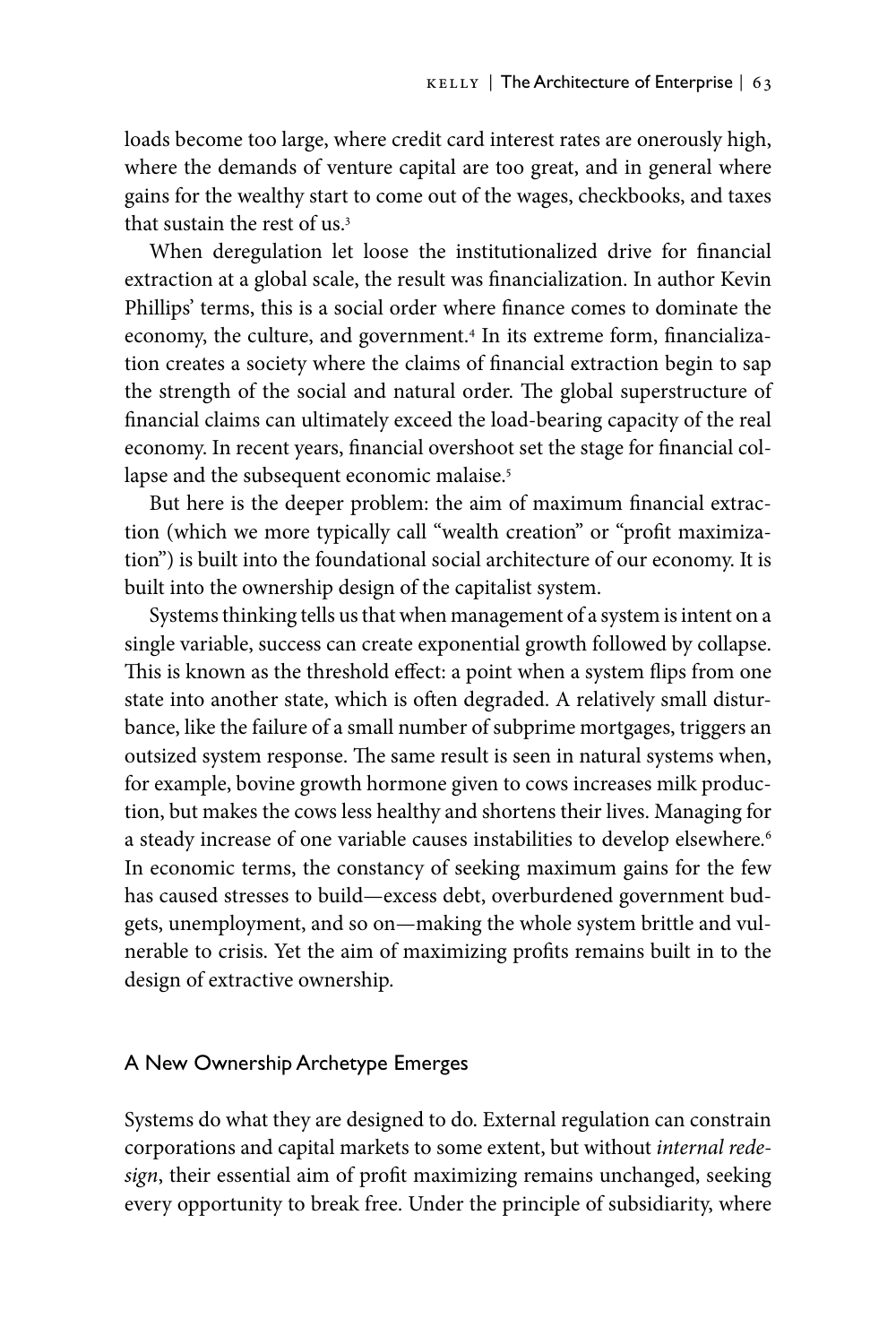loads become too large, where credit card interest rates are onerously high, where the demands of venture capital are too great, and in general where gains for the wealthy start to come out of the wages, checkbooks, and taxes that sustain the rest of us.[3]

When deregulation let loose the institutionalized drive for financial extraction at a global scale, the result was financialization. In author Kevin Phillips' terms, this is a social order where finance comes to dominate the economy, the culture, and government.[4] In its extreme form, financialization creates a society where the claims of financial extraction begin to sap the strength of the social and natural order. The global superstructure of financial claims can ultimately exceed the load-bearing capacity of the real economy. In recent years, financial overshoot set the stage for financial collapse and the subsequent economic malaise.[5]

But here is the deeper problem: the aim of maximum financial extraction (which we more typically call "wealth creation" or "profit maximization") is built into the foundational social architecture of our economy. It is built into the ownership design of the capitalist system.

Systems thinking tells us that when management of a system is intent on a single variable, success can create exponential growth followed by collapse. This is known as the threshold effect: a point when a system flips from one state into another state, which is often degraded. A relatively small disturbance, like the failure of a small number of subprime mortgages, triggers an outsized system response. The same result is seen in natural systems when, for example, bovine growth hormone given to cows increases milk production, but makes the cows less healthy and shortens their lives. Managing for a steady increase of one variable causes instabilities to develop elsewhere.[6] In economic terms, the constancy of seeking maximum gains for the few has caused stresses to build—excess debt, overburdened government budgets, unemployment, and so on—making the whole system brittle and vulnerable to crisis. Yet the aim of maximizing profits remains built in to the design of extractive ownership.

## A New Ownership Archetype Emerges

Systems do what they are designed to do. External regulation can constrain corporations and capital markets to some extent, but without *internal redesign*, their essential aim of profit maximizing remains unchanged, seeking every opportunity to break free. Under the principle of subsidiarity, where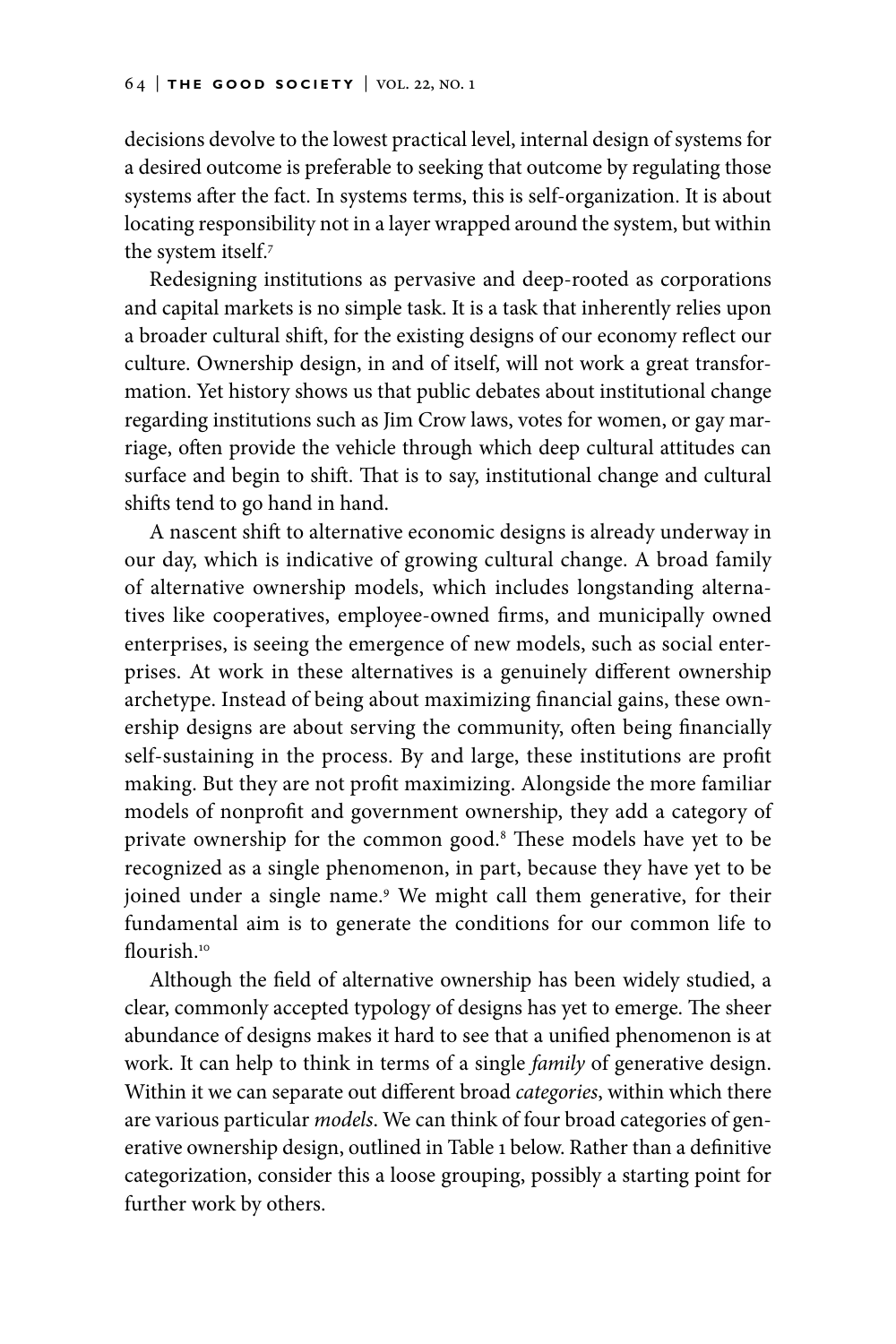decisions devolve to the lowest practical level, internal design of systems for a desired outcome is preferable to seeking that outcome by regulating those systems after the fact. In systems terms, this is self-organization. It is about locating responsibility not in a layer wrapped around the system, but within the system itself.[7]

Redesigning institutions as pervasive and deep-rooted as corporations and capital markets is no simple task. It is a task that inherently relies upon a broader cultural shift, for the existing designs of our economy reflect our culture. Ownership design, in and of itself, will not work a great transformation. Yet history shows us that public debates about institutional change regarding institutions such as Jim Crow laws, votes for women, or gay marriage, often provide the vehicle through which deep cultural attitudes can surface and begin to shift. That is to say, institutional change and cultural shifts tend to go hand in hand.

A nascent shift to alternative economic designs is already underway in our day, which is indicative of growing cultural change. A broad family of alternative ownership models, which includes longstanding alternatives like cooperatives, employee-owned firms, and municipally owned enterprises, is seeing the emergence of new models, such as social enterprises. At work in these alternatives is a genuinely different ownership archetype. Instead of being about maximizing financial gains, these ownership designs are about serving the community, often being financially self-sustaining in the process. By and large, these institutions are profit making. But they are not profit maximizing. Alongside the more familiar models of nonprofit and government ownership, they add a category of private ownership for the common good.[8] These models have yet to be recognized as a single phenomenon, in part, because they have yet to be joined under a single name.[9] We might call them generative, for their fundamental aim is to generate the conditions for our common life to flourish.[10]

Although the field of alternative ownership has been widely studied, a clear, commonly accepted typology of designs has yet to emerge. The sheer abundance of designs makes it hard to see that a unified phenomenon is at work. It can help to think in terms of a single *family* of generative design. Within it we can separate out different broad *categories*, within which there are various particular *models*. We can think of four broad categories of generative ownership design, outlined in Table 1 below. Rather than a definitive categorization, consider this a loose grouping, possibly a starting point for further work by others.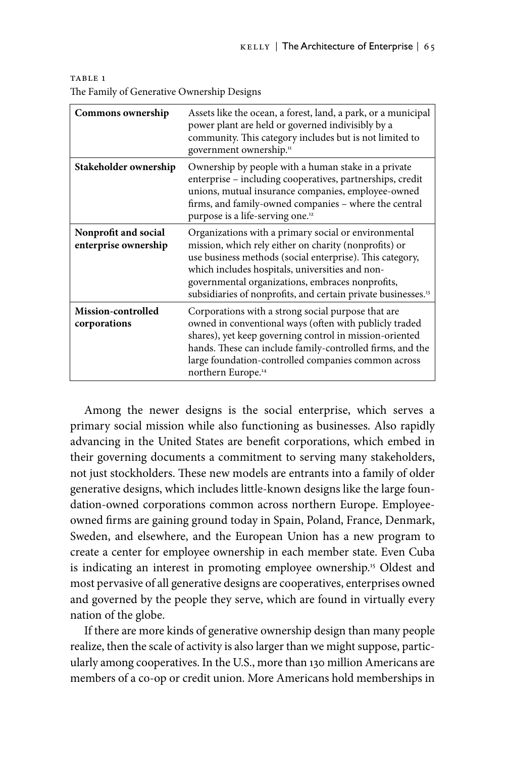TABLE 1

The Family of Generative Ownership Designs

| | |
|---|---|
| **Commons ownership** | Assets like the ocean, a forest, land, a park, or a municipal power plant are held or governed indivisibly by a community. This category includes but is not limited to government ownership.[11] |
| **Stakeholder ownership** | Ownership by people with a human stake in a private enterprise – including cooperatives, partnerships, credit unions, mutual insurance companies, employee-owned firms, and family-owned companies – where the central purpose is a life-serving one.[12] |
| **Nonprofit and social enterprise ownership** | Organizations with a primary social or environmental mission, which rely either on charity (nonprofits) or use business methods (social enterprise). This category, which includes hospitals, universities and non-governmental organizations, embraces nonprofits, subsidiaries of nonprofits, and certain private businesses.[13] |
| **Mission-controlled corporations** | Corporations with a strong social purpose that are owned in conventional ways (often with publicly traded shares), yet keep governing control in mission-oriented hands. These can include family-controlled firms, and the large foundation-controlled companies common across northern Europe.[14] |

Among the newer designs is the social enterprise, which serves a primary social mission while also functioning as businesses. Also rapidly advancing in the United States are benefit corporations, which embed in their governing documents a commitment to serving many stakeholders, not just stockholders. These new models are entrants into a family of older generative designs, which includes little-known designs like the large foundation-owned corporations common across northern Europe. Employee-owned firms are gaining ground today in Spain, Poland, France, Denmark, Sweden, and elsewhere, and the European Union has a new program to create a center for employee ownership in each member state. Even Cuba is indicating an interest in promoting employee ownership.[15] Oldest and most pervasive of all generative designs are cooperatives, enterprises owned and governed by the people they serve, which are found in virtually every nation of the globe.

If there are more kinds of generative ownership design than many people realize, then the scale of activity is also larger than we might suppose, particularly among cooperatives. In the U.S., more than 130 million Americans are members of a co-op or credit union. More Americans hold memberships in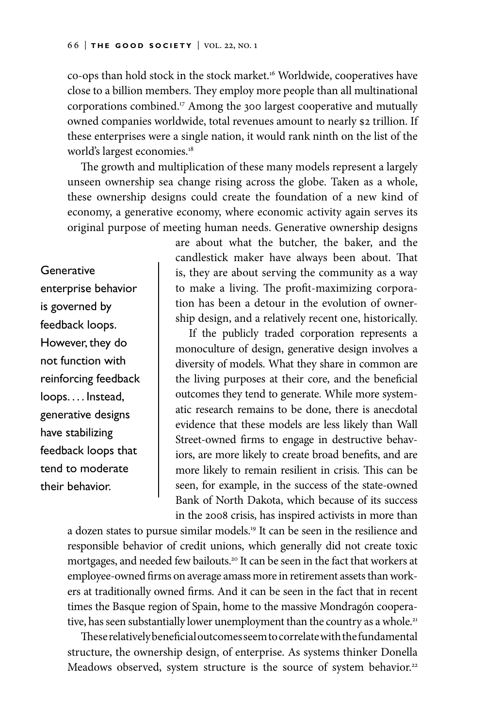co-ops than hold stock in the stock market.[16] Worldwide, cooperatives have close to a billion members. They employ more people than all multinational corporations combined.[17] Among the 300 largest cooperative and mutually owned companies worldwide, total revenues amount to nearly $2 trillion. If these enterprises were a single nation, it would rank ninth on the list of the world's largest economies.[18]

The growth and multiplication of these many models represent a largely unseen ownership sea change rising across the globe. Taken as a whole, these ownership designs could create the foundation of a new kind of economy, a generative economy, where economic activity again serves its original purpose of meeting human needs. Generative ownership designs are about what the butcher, the baker, and the candlestick maker have always been about. That is, they are about serving the community as a way to make a living. The profit-maximizing corporation has been a detour in the evolution of ownership design, and a relatively recent one, historically.

> Generative enterprise behavior is governed by feedback loops. However, they do not function with reinforcing feedback loops. . . . Instead, generative designs have stabilizing feedback loops that tend to moderate their behavior.

If the publicly traded corporation represents a monoculture of design, generative design involves a diversity of models. What they share in common are the living purposes at their core, and the beneficial outcomes they tend to generate. While more systematic research remains to be done, there is anecdotal evidence that these models are less likely than Wall Street-owned firms to engage in destructive behaviors, are more likely to create broad benefits, and are more likely to remain resilient in crisis. This can be seen, for example, in the success of the state-owned Bank of North Dakota, which because of its success in the 2008 crisis, has inspired activists in more than a dozen states to pursue similar models.[19] It can be seen in the resilience and responsible behavior of credit unions, which generally did not create toxic mortgages, and needed few bailouts.[20] It can be seen in the fact that workers at employee-owned firms on average amass more in retirement assets than workers at traditionally owned firms. And it can be seen in the fact that in recent times the Basque region of Spain, home to the massive Mondragón cooperative, has seen substantially lower unemployment than the country as a whole.[21]

These relatively beneficial outcomes seem to correlate with the fundamental structure, the ownership design, of enterprise. As systems thinker Donella Meadows observed, system structure is the source of system behavior.[22]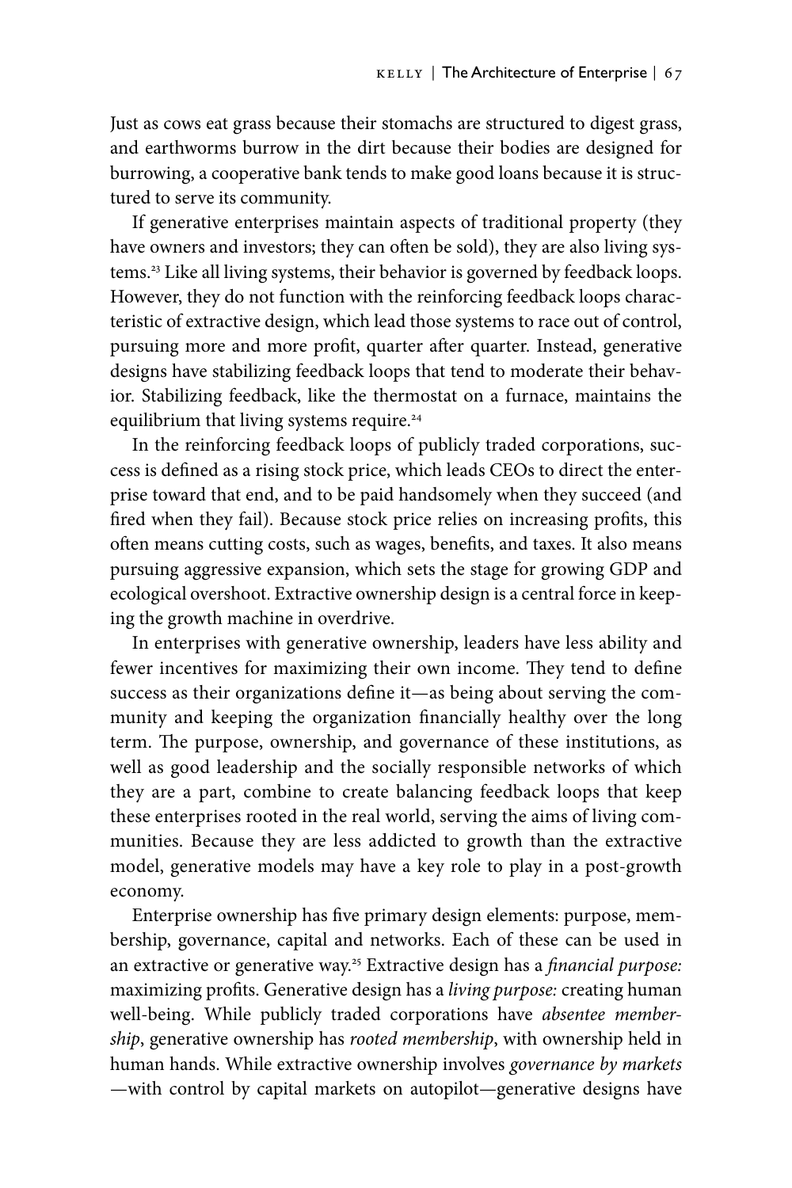Just as cows eat grass because their stomachs are structured to digest grass, and earthworms burrow in the dirt because their bodies are designed for burrowing, a cooperative bank tends to make good loans because it is structured to serve its community.

If generative enterprises maintain aspects of traditional property (they have owners and investors; they can often be sold), they are also living systems.[23] Like all living systems, their behavior is governed by feedback loops. However, they do not function with the reinforcing feedback loops characteristic of extractive design, which lead those systems to race out of control, pursuing more and more profit, quarter after quarter. Instead, generative designs have stabilizing feedback loops that tend to moderate their behavior. Stabilizing feedback, like the thermostat on a furnace, maintains the equilibrium that living systems require.[24]

In the reinforcing feedback loops of publicly traded corporations, success is defined as a rising stock price, which leads CEOs to direct the enterprise toward that end, and to be paid handsomely when they succeed (and fired when they fail). Because stock price relies on increasing profits, this often means cutting costs, such as wages, benefits, and taxes. It also means pursuing aggressive expansion, which sets the stage for growing GDP and ecological overshoot. Extractive ownership design is a central force in keeping the growth machine in overdrive.

In enterprises with generative ownership, leaders have less ability and fewer incentives for maximizing their own income. They tend to define success as their organizations define it—as being about serving the community and keeping the organization financially healthy over the long term. The purpose, ownership, and governance of these institutions, as well as good leadership and the socially responsible networks of which they are a part, combine to create balancing feedback loops that keep these enterprises rooted in the real world, serving the aims of living communities. Because they are less addicted to growth than the extractive model, generative models may have a key role to play in a post-growth economy.

Enterprise ownership has five primary design elements: purpose, membership, governance, capital and networks. Each of these can be used in an extractive or generative way.[25] Extractive design has a *financial purpose:* maximizing profits. Generative design has a *living purpose:* creating human well-being. While publicly traded corporations have *absentee membership*, generative ownership has *rooted membership*, with ownership held in human hands. While extractive ownership involves *governance by markets* —with control by capital markets on autopilot—generative designs have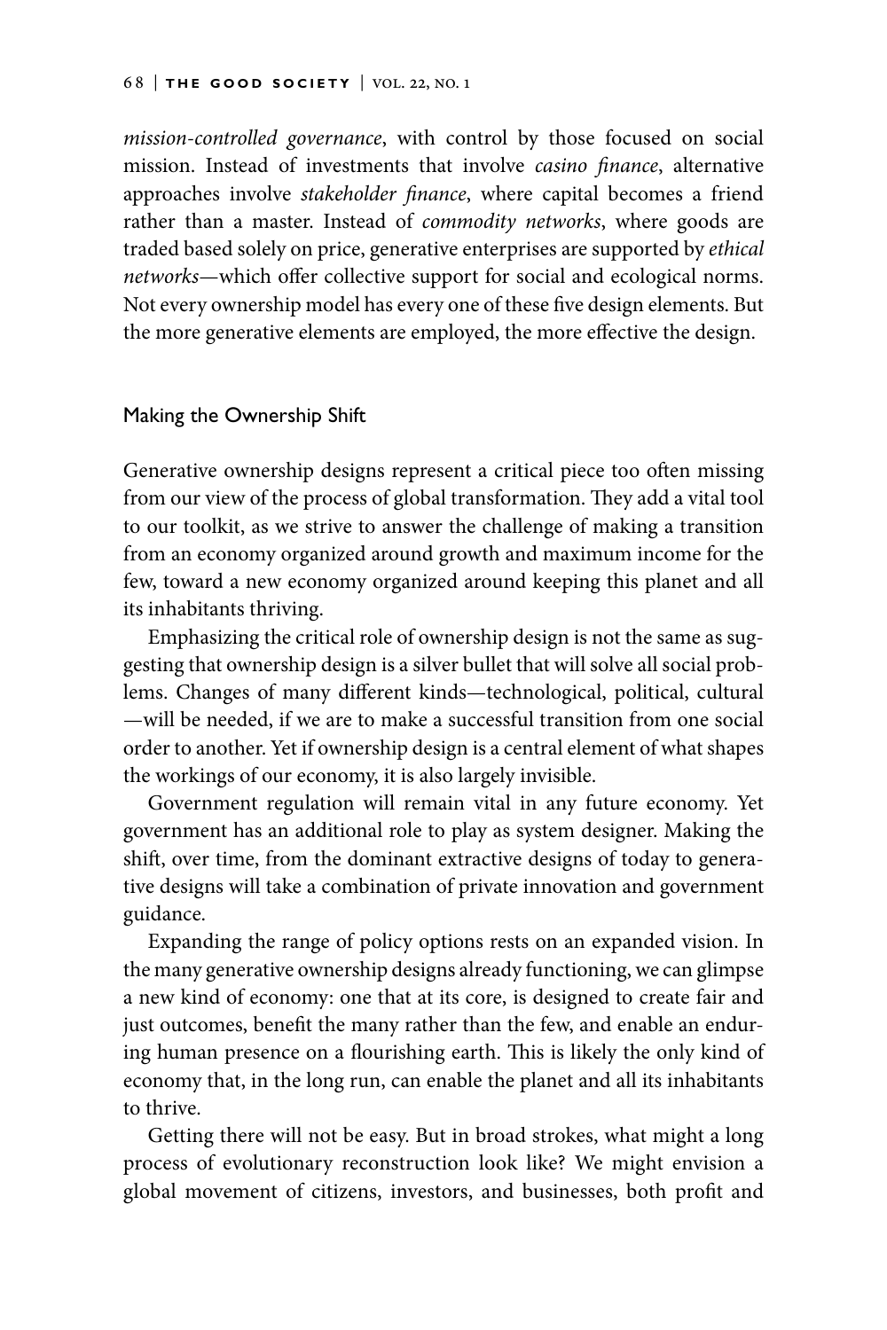*mission-controlled governance*, with control by those focused on social mission. Instead of investments that involve *casino finance*, alternative approaches involve *stakeholder finance*, where capital becomes a friend rather than a master. Instead of *commodity networks*, where goods are traded based solely on price, generative enterprises are supported by *ethical networks*—which offer collective support for social and ecological norms. Not every ownership model has every one of these five design elements. But the more generative elements are employed, the more effective the design.

## Making the Ownership Shift

Generative ownership designs represent a critical piece too often missing from our view of the process of global transformation. They add a vital tool to our toolkit, as we strive to answer the challenge of making a transition from an economy organized around growth and maximum income for the few, toward a new economy organized around keeping this planet and all its inhabitants thriving.

Emphasizing the critical role of ownership design is not the same as suggesting that ownership design is a silver bullet that will solve all social problems. Changes of many different kinds—technological, political, cultural—will be needed, if we are to make a successful transition from one social order to another. Yet if ownership design is a central element of what shapes the workings of our economy, it is also largely invisible.

Government regulation will remain vital in any future economy. Yet government has an additional role to play as system designer. Making the shift, over time, from the dominant extractive designs of today to generative designs will take a combination of private innovation and government guidance.

Expanding the range of policy options rests on an expanded vision. In the many generative ownership designs already functioning, we can glimpse a new kind of economy: one that at its core, is designed to create fair and just outcomes, benefit the many rather than the few, and enable an enduring human presence on a flourishing earth. This is likely the only kind of economy that, in the long run, can enable the planet and all its inhabitants to thrive.

Getting there will not be easy. But in broad strokes, what might a long process of evolutionary reconstruction look like? We might envision a global movement of citizens, investors, and businesses, both profit and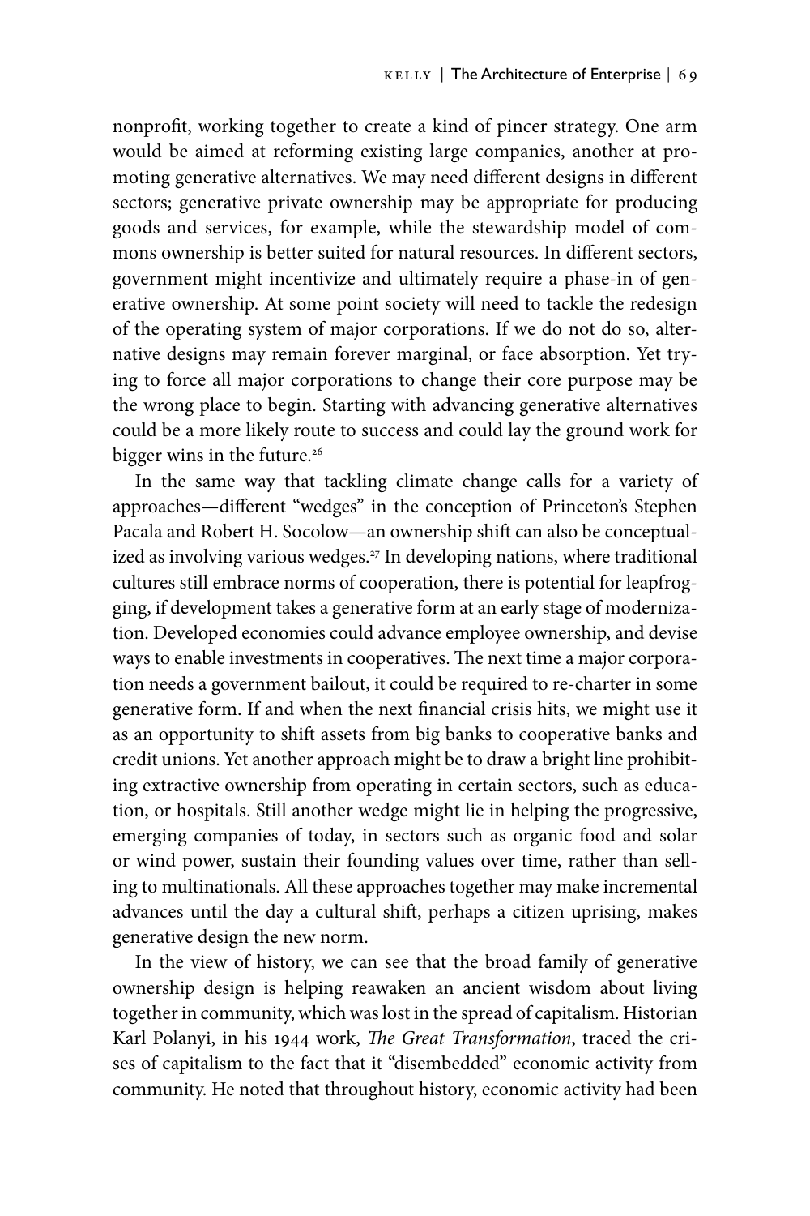nonprofit, working together to create a kind of pincer strategy. One arm would be aimed at reforming existing large companies, another at promoting generative alternatives. We may need different designs in different sectors; generative private ownership may be appropriate for producing goods and services, for example, while the stewardship model of commons ownership is better suited for natural resources. In different sectors, government might incentivize and ultimately require a phase-in of generative ownership. At some point society will need to tackle the redesign of the operating system of major corporations. If we do not do so, alternative designs may remain forever marginal, or face absorption. Yet trying to force all major corporations to change their core purpose may be the wrong place to begin. Starting with advancing generative alternatives could be a more likely route to success and could lay the ground work for bigger wins in the future.[26]

In the same way that tackling climate change calls for a variety of approaches—different "wedges" in the conception of Princeton's Stephen Pacala and Robert H. Socolow—an ownership shift can also be conceptualized as involving various wedges.[27] In developing nations, where traditional cultures still embrace norms of cooperation, there is potential for leapfrogging, if development takes a generative form at an early stage of modernization. Developed economies could advance employee ownership, and devise ways to enable investments in cooperatives. The next time a major corporation needs a government bailout, it could be required to re-charter in some generative form. If and when the next financial crisis hits, we might use it as an opportunity to shift assets from big banks to cooperative banks and credit unions. Yet another approach might be to draw a bright line prohibiting extractive ownership from operating in certain sectors, such as education, or hospitals. Still another wedge might lie in helping the progressive, emerging companies of today, in sectors such as organic food and solar or wind power, sustain their founding values over time, rather than selling to multinationals. All these approaches together may make incremental advances until the day a cultural shift, perhaps a citizen uprising, makes generative design the new norm.

In the view of history, we can see that the broad family of generative ownership design is helping reawaken an ancient wisdom about living together in community, which was lost in the spread of capitalism. Historian Karl Polanyi, in his 1944 work, *The Great Transformation*, traced the crises of capitalism to the fact that it "disembedded" economic activity from community. He noted that throughout history, economic activity had been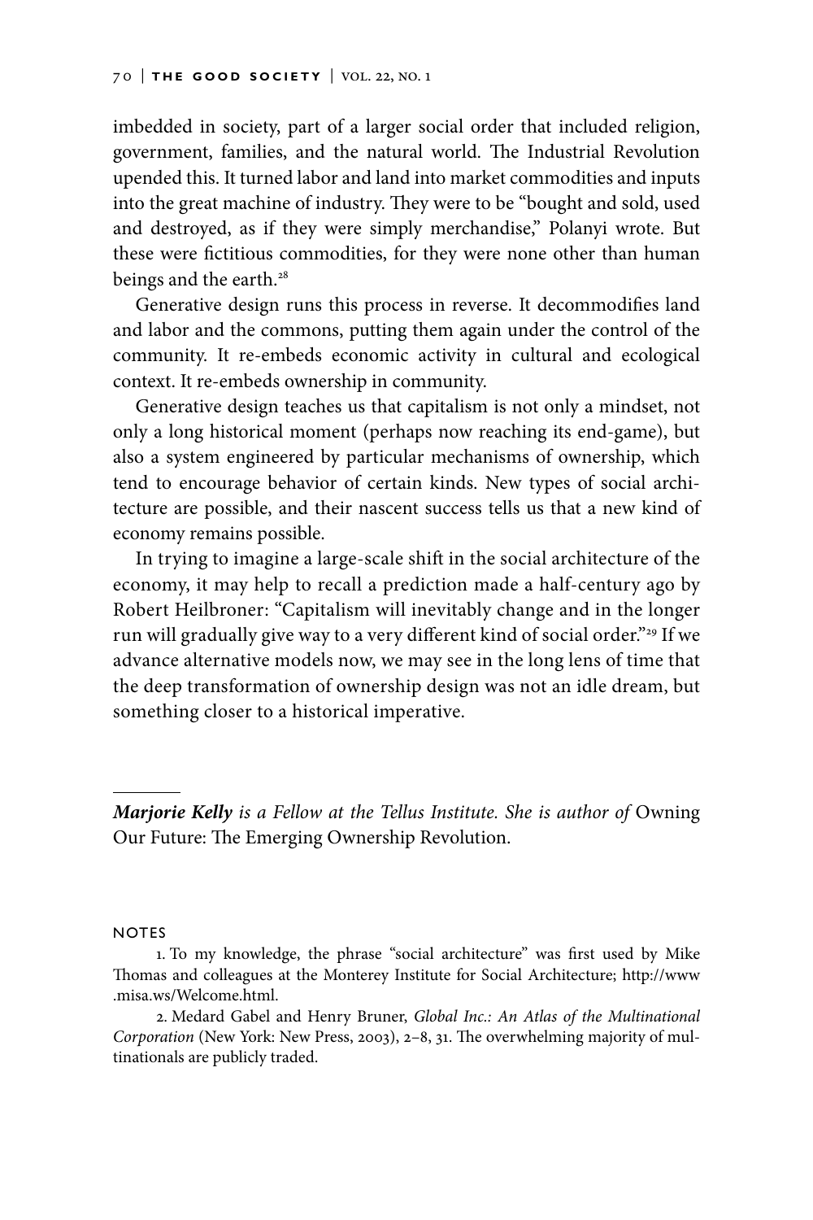imbedded in society, part of a larger social order that included religion, government, families, and the natural world. The Industrial Revolution upended this. It turned labor and land into market commodities and inputs into the great machine of industry. They were to be "bought and sold, used and destroyed, as if they were simply merchandise," Polanyi wrote. But these were fictitious commodities, for they were none other than human beings and the earth.[28]

Generative design runs this process in reverse. It decommodifies land and labor and the commons, putting them again under the control of the community. It re-embeds economic activity in cultural and ecological context. It re-embeds ownership in community.

Generative design teaches us that capitalism is not only a mindset, not only a long historical moment (perhaps now reaching its end-game), but also a system engineered by particular mechanisms of ownership, which tend to encourage behavior of certain kinds. New types of social architecture are possible, and their nascent success tells us that a new kind of economy remains possible.

In trying to imagine a large-scale shift in the social architecture of the economy, it may help to recall a prediction made a half-century ago by Robert Heilbroner: "Capitalism will inevitably change and in the longer run will gradually give way to a very different kind of social order."[29] If we advance alternative models now, we may see in the long lens of time that the deep transformation of ownership design was not an idle dream, but something closer to a historical imperative.

---

***Marjorie Kelly*** *is a Fellow at the Tellus Institute. She is author of* Owning Our Future: The Emerging Ownership Revolution.

NOTES

1. To my knowledge, the phrase "social architecture" was first used by Mike Thomas and colleagues at the Monterey Institute for Social Architecture; http://www.misa.ws/Welcome.html.

2. Medard Gabel and Henry Bruner, *Global Inc.: An Atlas of the Multinational Corporation* (New York: New Press, 2003), 2–8, 31. The overwhelming majority of multinationals are publicly traded.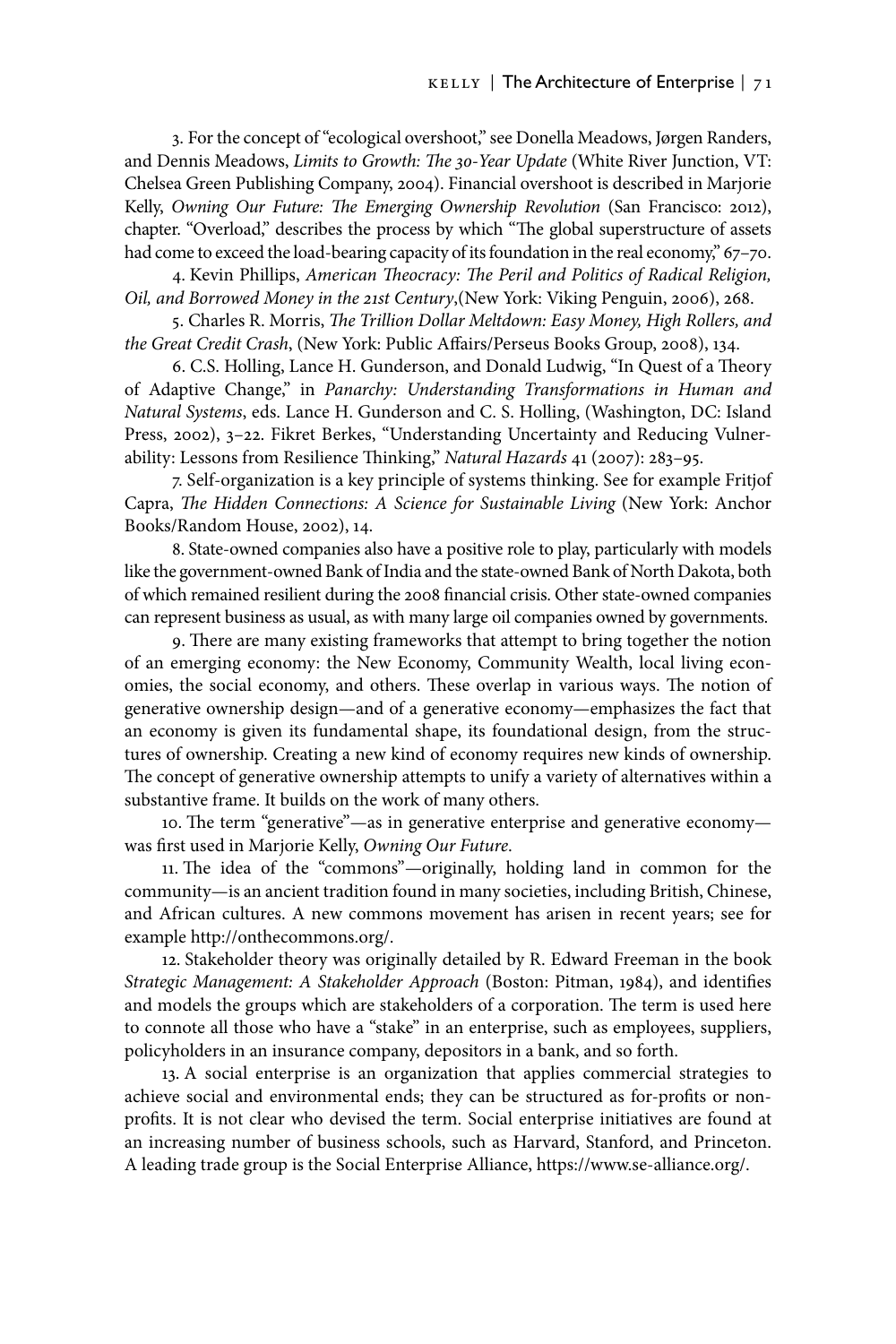3. For the concept of "ecological overshoot," see Donella Meadows, Jørgen Randers, and Dennis Meadows, *Limits to Growth: The 30-Year Update* (White River Junction, VT: Chelsea Green Publishing Company, 2004). Financial overshoot is described in Marjorie Kelly, *Owning Our Future: The Emerging Ownership Revolution* (San Francisco: 2012), chapter. "Overload," describes the process by which "The global superstructure of assets had come to exceed the load-bearing capacity of its foundation in the real economy," 67–70.

4. Kevin Phillips, *American Theocracy: The Peril and Politics of Radical Religion, Oil, and Borrowed Money in the 21st Century*,(New York: Viking Penguin, 2006), 268.

5. Charles R. Morris, *The Trillion Dollar Meltdown: Easy Money, High Rollers, and the Great Credit Crash*, (New York: Public Affairs/Perseus Books Group, 2008), 134.

6. C.S. Holling, Lance H. Gunderson, and Donald Ludwig, "In Quest of a Theory of Adaptive Change," in *Panarchy: Understanding Transformations in Human and Natural Systems*, eds. Lance H. Gunderson and C. S. Holling, (Washington, DC: Island Press, 2002), 3–22. Fikret Berkes, "Understanding Uncertainty and Reducing Vulnerability: Lessons from Resilience Thinking," *Natural Hazards* 41 (2007): 283–95.

7. Self-organization is a key principle of systems thinking. See for example Fritjof Capra, *The Hidden Connections: A Science for Sustainable Living* (New York: Anchor Books/Random House, 2002), 14.

8. State-owned companies also have a positive role to play, particularly with models like the government-owned Bank of India and the state-owned Bank of North Dakota, both of which remained resilient during the 2008 financial crisis. Other state-owned companies can represent business as usual, as with many large oil companies owned by governments.

9. There are many existing frameworks that attempt to bring together the notion of an emerging economy: the New Economy, Community Wealth, local living economies, the social economy, and others. These overlap in various ways. The notion of generative ownership design—and of a generative economy—emphasizes the fact that an economy is given its fundamental shape, its foundational design, from the structures of ownership. Creating a new kind of economy requires new kinds of ownership. The concept of generative ownership attempts to unify a variety of alternatives within a substantive frame. It builds on the work of many others.

10. The term "generative"—as in generative enterprise and generative economy—was first used in Marjorie Kelly, *Owning Our Future*.

11. The idea of the "commons"—originally, holding land in common for the community—is an ancient tradition found in many societies, including British, Chinese, and African cultures. A new commons movement has arisen in recent years; see for example http://onthecommons.org/.

12. Stakeholder theory was originally detailed by R. Edward Freeman in the book *Strategic Management: A Stakeholder Approach* (Boston: Pitman, 1984), and identifies and models the groups which are stakeholders of a corporation. The term is used here to connote all those who have a "stake" in an enterprise, such as employees, suppliers, policyholders in an insurance company, depositors in a bank, and so forth.

13. A social enterprise is an organization that applies commercial strategies to achieve social and environmental ends; they can be structured as for-profits or nonprofits. It is not clear who devised the term. Social enterprise initiatives are found at an increasing number of business schools, such as Harvard, Stanford, and Princeton. A leading trade group is the Social Enterprise Alliance, https://www.se-alliance.org/.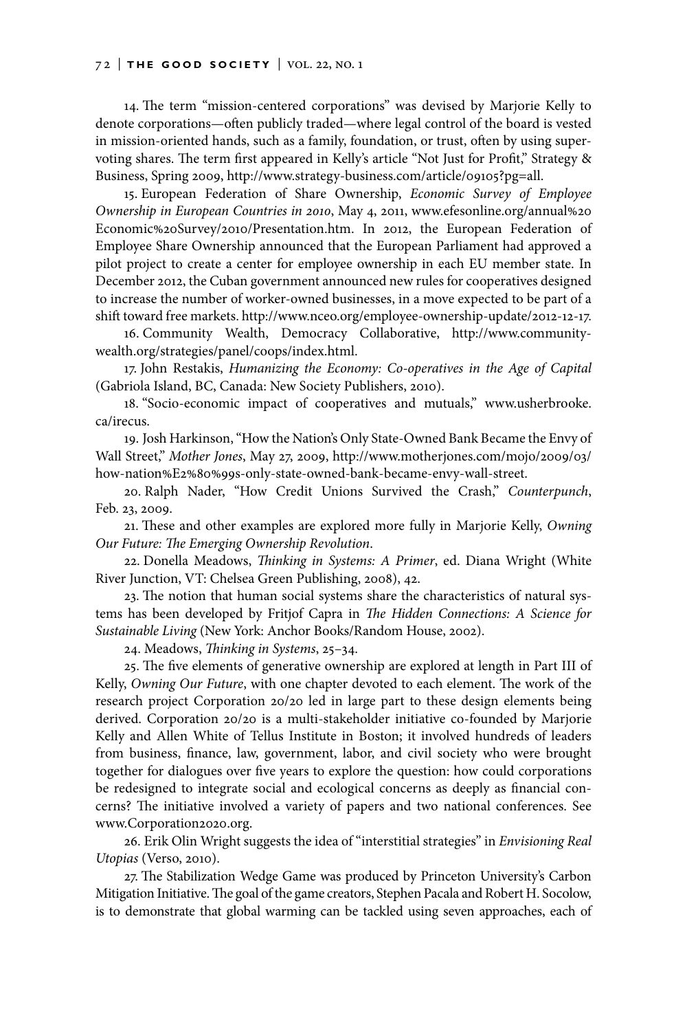14. The term "mission-centered corporations" was devised by Marjorie Kelly to denote corporations—often publicly traded—where legal control of the board is vested in mission-oriented hands, such as a family, foundation, or trust, often by using supervoting shares. The term first appeared in Kelly's article "Not Just for Profit," Strategy & Business, Spring 2009, http://www.strategy-business.com/article/09105?pg=all.

15. European Federation of Share Ownership, *Economic Survey of Employee Ownership in European Countries in 2010*, May 4, 2011, www.efesonline.org/annual%20 Economic%20Survey/2010/Presentation.htm. In 2012, the European Federation of Employee Share Ownership announced that the European Parliament had approved a pilot project to create a center for employee ownership in each EU member state. In December 2012, the Cuban government announced new rules for cooperatives designed to increase the number of worker-owned businesses, in a move expected to be part of a shift toward free markets. http://www.nceo.org/employee-ownership-update/2012-12-17.

16. Community Wealth, Democracy Collaborative, http://www.community-wealth.org/strategies/panel/coops/index.html.

17. John Restakis, *Humanizing the Economy: Co-operatives in the Age of Capital* (Gabriola Island, BC, Canada: New Society Publishers, 2010).

18. "Socio-economic impact of cooperatives and mutuals," www.usherbrooke.ca/irecus.

19. Josh Harkinson, "How the Nation's Only State-Owned Bank Became the Envy of Wall Street," *Mother Jones*, May 27, 2009, http://www.motherjones.com/mojo/2009/03/how-nation%E2%80%99s-only-state-owned-bank-became-envy-wall-street.

20. Ralph Nader, "How Credit Unions Survived the Crash," *Counterpunch*, Feb. 23, 2009.

21. These and other examples are explored more fully in Marjorie Kelly, *Owning Our Future: The Emerging Ownership Revolution*.

22. Donella Meadows, *Thinking in Systems: A Primer*, ed. Diana Wright (White River Junction, VT: Chelsea Green Publishing, 2008), 42.

23. The notion that human social systems share the characteristics of natural systems has been developed by Fritjof Capra in *The Hidden Connections: A Science for Sustainable Living* (New York: Anchor Books/Random House, 2002).

24. Meadows, *Thinking in Systems*, 25–34.

25. The five elements of generative ownership are explored at length in Part III of Kelly, *Owning Our Future*, with one chapter devoted to each element. The work of the research project Corporation 20/20 led in large part to these design elements being derived. Corporation 20/20 is a multi-stakeholder initiative co-founded by Marjorie Kelly and Allen White of Tellus Institute in Boston; it involved hundreds of leaders from business, finance, law, government, labor, and civil society who were brought together for dialogues over five years to explore the question: how could corporations be redesigned to integrate social and ecological concerns as deeply as financial concerns? The initiative involved a variety of papers and two national conferences. See www.Corporation2020.org.

26. Erik Olin Wright suggests the idea of "interstitial strategies" in *Envisioning Real Utopias* (Verso, 2010).

27. The Stabilization Wedge Game was produced by Princeton University's Carbon Mitigation Initiative. The goal of the game creators, Stephen Pacala and Robert H. Socolow, is to demonstrate that global warming can be tackled using seven approaches, each of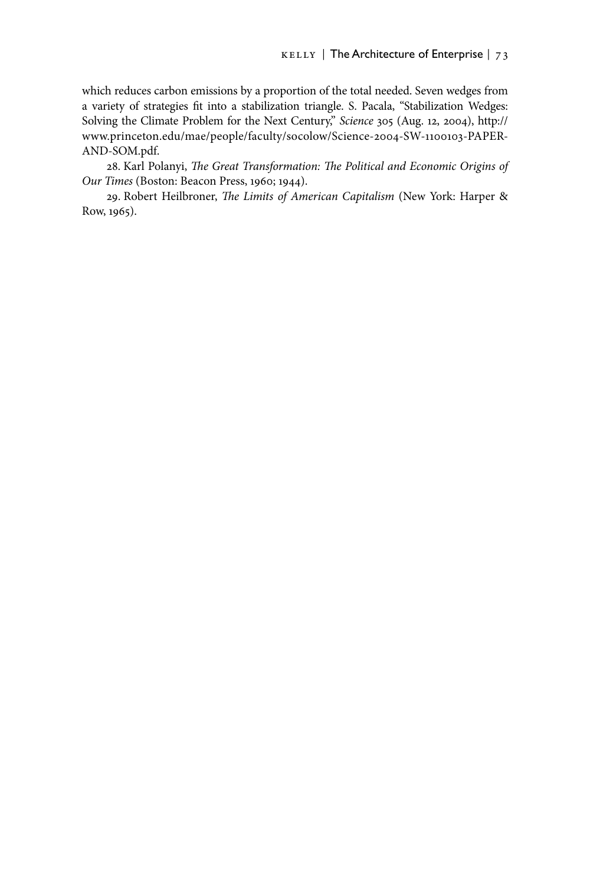which reduces carbon emissions by a proportion of the total needed. Seven wedges from a variety of strategies fit into a stabilization triangle. S. Pacala, "Stabilization Wedges: Solving the Climate Problem for the Next Century," *Science* 305 (Aug. 12, 2004), http://www.princeton.edu/mae/people/faculty/socolow/Science-2004-SW-1100103-PAPER-AND-SOM.pdf.

28. Karl Polanyi, *The Great Transformation: The Political and Economic Origins of Our Times* (Boston: Beacon Press, 1960; 1944).

29. Robert Heilbroner, *The Limits of American Capitalism* (New York: Harper & Row, 1965).